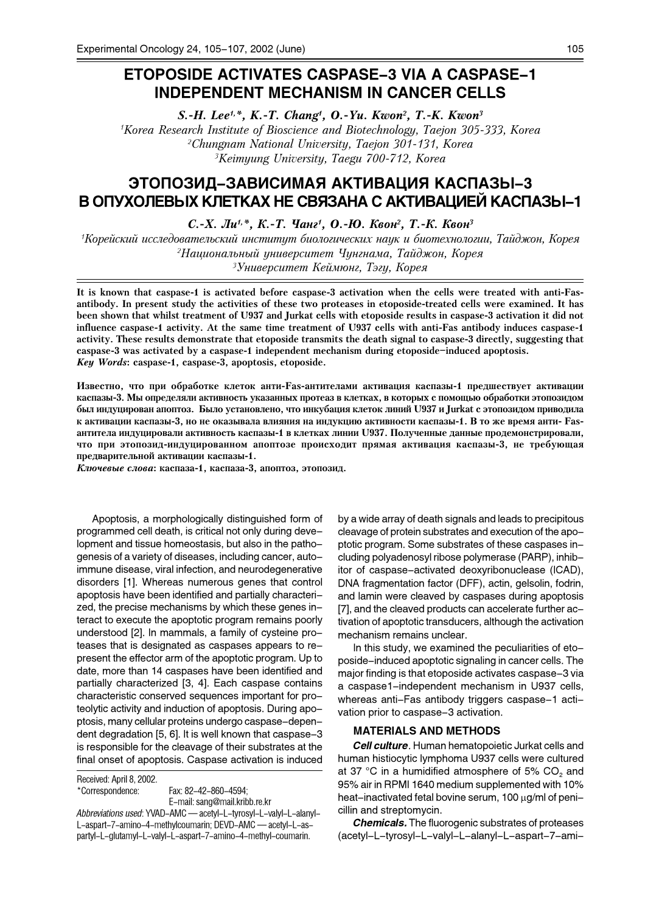# ETOPOSIDE ACTIVATES CASPASE–3 VIA A CASPASE–1 INDEPENDENT MECHANISM IN CANCER CELLS

*S.-H. Lee*[1,*], *K.-T. Chang*[1], *O.-Yu. Kwon*[2], *T.-K. Kwon*[3]

[1]*Korea Research Institute of Bioscience and Biotechnology, Taejon 305-333, Korea*
[2]*Chungnam National University, Taejon 301-131, Korea*
[3]*Keimyung University, Taegu 700-712, Korea*

# ЭТОПОЗИД–ЗАВИСИМАЯ АКТИВАЦИЯ КАСПАЗЫ–3 В ОПУХОЛЕВЫХ КЛЕТКАХ НЕ СВЯЗАНА С АКТИВАЦИЕЙ КАСПАЗЫ–1

*С.-Х. Ли*[1,*], *К.-Т. Чанг*[1], *О.-Ю. Квон*[2], *Т.-К. Квон*[3]

[1]*Корейский исследовательский институт биологических наук и биотехнологии, Тайджон, Корея*
[2]*Национальный университет Чунгнама, Тайджон, Корея*
[3]*Университет Кеймюнг, Тэгу, Корея*

**It is known that caspase-1 is activated before caspase-3 activation when the cells were treated with anti-Fas-antibody. In present study the activities of these two proteases in etoposide-treated cells were examined. It has been shown that whilst treatment of U937 and Jurkat cells with etoposide results in caspase-3 activation it did not influence caspase-1 activity. At the same time treatment of U937 cells with anti-Fas antibody induces caspase-1 activity. These results demonstrate that etoposide transmits the death signal to caspase-3 directly, suggesting that caspase-3 was activated by a caspase-1 independent mechanism during etoposide–induced apoptosis.**
***Key Words*: caspase-1, caspase-3, apoptosis, etoposide.**

**Известно, что при обработке клеток анти-Fas-антителами активация каспазы-1 предшествует активации каспазы-3. Мы определяли активность указанных протеаз в клетках, в которых с помощью обработки этопозидом был индуцирован апоптоз. Было установлено, что инкубация клеток линий U937 и Jurkat с этопозидом приводила к активации каспазы-3, но не оказывала влияния на индукцию активности каспазы-1. В то же время анти- Fas-антитела индуцировали активность каспазы-1 в клетках линии U937. Полученные данные продемонстрировали, что при этопозид-индуцированном апоптозе происходит прямая активация каспазы-3, не требующая предварительной активации каспазы-1.**
***Ключевые слова*: каспаза-1, каспаза-3, апоптоз, этопозид.**

Apoptosis, a morphologically distinguished form of programmed cell death, is critical not only during development and tissue homeostasis, but also in the pathogenesis of a variety of diseases, including cancer, autoimmune disease, viral infection, and neurodegenerative disorders [1]. Whereas numerous genes that control apoptosis have been identified and partially characterized, the precise mechanisms by which these genes interact to execute the apoptotic program remains poorly understood [2]. In mammals, a family of cysteine proteases that is designated as caspases appears to represent the effector arm of the apoptotic program. Up to date, more than 14 caspases have been identified and partially characterized [3, 4]. Each caspase contains characteristic conserved sequences important for proteolytic activity and induction of apoptosis. During apoptosis, many cellular proteins undergo caspase–dependent degradation [5, 6]. It is well known that caspase–3 is responsible for the cleavage of their substrates at the final onset of apoptosis. Caspase activation is induced by a wide array of death signals and leads to precipitous cleavage of protein substrates and execution of the apoptotic program. Some substrates of these caspases including polyadenosyl ribose polymerase (PARP), inhibitor of caspase–activated deoxyribonuclease (ICAD), DNA fragmentation factor (DFF), actin, gelsolin, fodrin, and lamin were cleaved by caspases during apoptosis [7], and the cleaved products can accelerate further activation of apoptotic transducers, although the activation mechanism remains unclear.

In this study, we examined the peculiarities of etoposide–induced apoptotic signaling in cancer cells. The major finding is that etoposide activates caspase–3 via a caspase1–independent mechanism in U937 cells, whereas anti–Fas antibody triggers caspase–1 activation prior to caspase–3 activation.

## MATERIALS AND METHODS

***Cell culture*.** Human hematopoietic Jurkat cells and human histiocytic lymphoma U937 cells were cultured at 37 °C in a humidified atmosphere of 5% $CO_2$ and 95% air in RPMI 1640 medium supplemented with 10% heat–inactivated fetal bovine serum, 100 μg/ml of penicillin and streptomycin.

***Chemicals.*** The fluorogenic substrates of proteases (acetyl–L–tyrosyl–L–valyl–L–alanyl–L–aspart–7–ami–

Received: April 8, 2002.
*Correspondence: Fax: 82–42–860–4594; E–mail: sang@mail.kribb.re.kr
*Abbreviations used*: YVAD–AMC — acetyl–L–tyrosyl–L–valyl–L–alanyl–L–aspart–7–amino–4–methylcoumarin; DEVD–AMC — acetyl–L–aspartyl–L–glutamyl–L–valyl–L–aspart–7–amino–4–methyl–coumarin.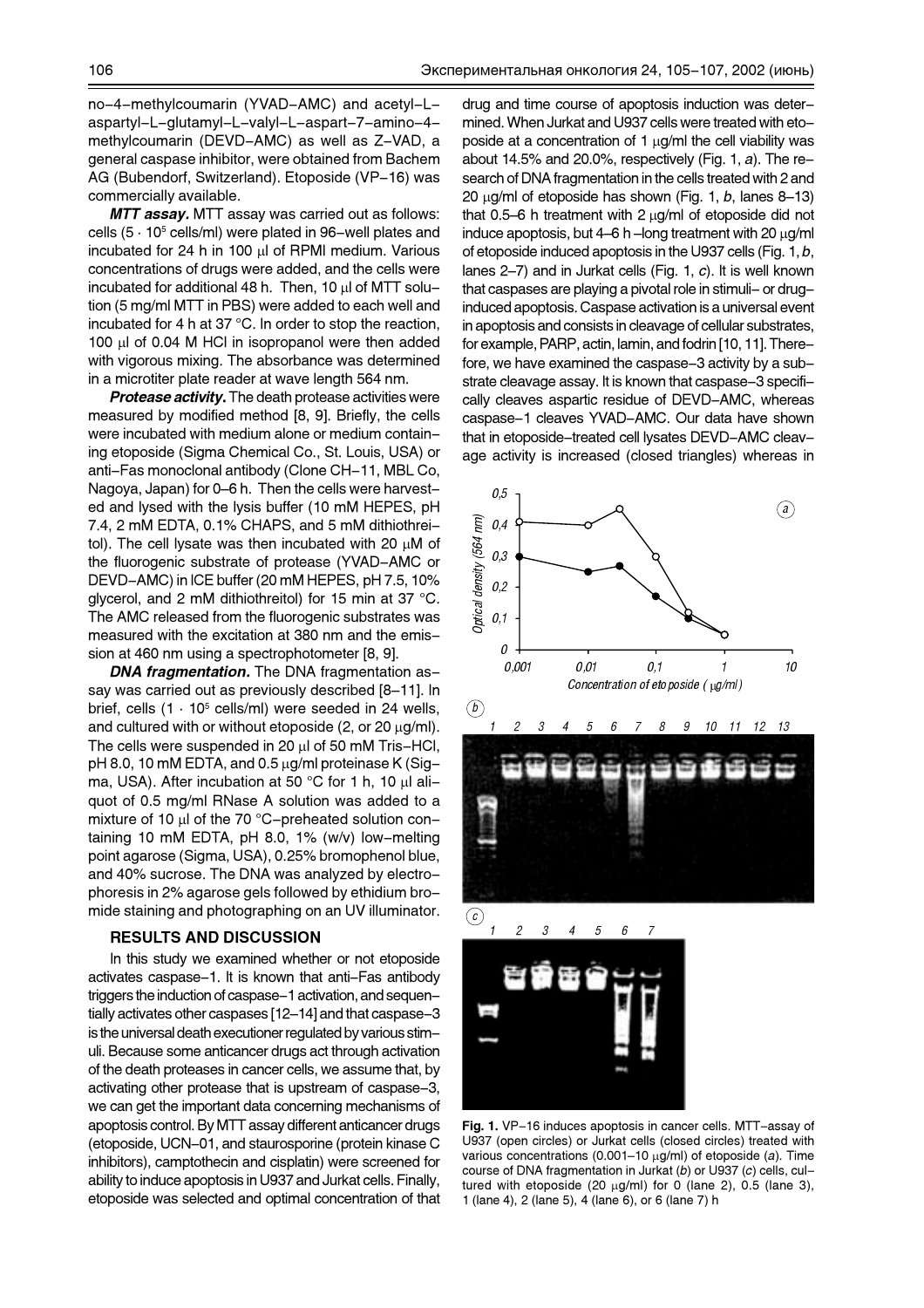no–4–methylcoumarin (YVAD–AMC) and acetyl–L–aspartyl–L–glutamyl–L–valyl–L–aspart–7–amino–4–methylcoumarin (DEVD–AMC) as well as Z–VAD, a general caspase inhibitor, were obtained from Bachem AG (Bubendorf, Switzerland). Etoposide (VP–16) was commercially available.

***MTT assay.*** MTT assay was carried out as follows: cells ($5 \cdot 10^5$ cells/ml) were plated in 96–well plates and incubated for 24 h in 100 μl of RPMI medium. Various concentrations of drugs were added, and the cells were incubated for additional 48 h. Then, 10 μl of MTT solution (5 mg/ml MTT in PBS) were added to each well and incubated for 4 h at 37 °C. In order to stop the reaction, 100 μl of 0.04 M HCl in isopropanol were then added with vigorous mixing. The absorbance was determined in a microtiter plate reader at wave length 564 nm.

***Protease activity.*** The death protease activities were measured by modified method [8, 9]. Briefly, the cells were incubated with medium alone or medium containing etoposide (Sigma Chemical Co., St. Louis, USA) or anti–Fas monoclonal antibody (Clone CH–11, MBL Co, Nagoya, Japan) for 0–6 h. Then the cells were harvested and lysed with the lysis buffer (10 mM HEPES, pH 7.4, 2 mM EDTA, 0.1% CHAPS, and 5 mM dithiothreitol). The cell lysate was then incubated with 20 μM of the fluorogenic substrate of protease (YVAD–AMC or DEVD–AMC) in ICE buffer (20 mM HEPES, pH 7.5, 10% glycerol, and 2 mM dithiothreitol) for 15 min at 37 °C. The AMC released from the fluorogenic substrates was measured with the excitation at 380 nm and the emission at 460 nm using a spectrophotometer [8, 9].

***DNA fragmentation.*** The DNA fragmentation assay was carried out as previously described [8–11]. In brief, cells ($1 \cdot 10^5$ cells/ml) were seeded in 24 wells, and cultured with or without etoposide (2, or 20 μg/ml). The cells were suspended in 20 μl of 50 mM Tris–HCl, pH 8.0, 10 mM EDTA, and 0.5 μg/ml proteinase K (Sigma, USA). After incubation at 50 °C for 1 h, 10 μl aliquot of 0.5 mg/ml RNase A solution was added to a mixture of 10 μl of the 70 °C–preheated solution containing 10 mM EDTA, pH 8.0, 1% (w/v) low–melting point agarose (Sigma, USA), 0.25% bromophenol blue, and 40% sucrose. The DNA was analyzed by electrophoresis in 2% agarose gels followed by ethidium bromide staining and photographing on an UV illuminator.

## RESULTS AND DISCUSSION

In this study we examined whether or not etoposide activates caspase–1. It is known that anti–Fas antibody triggers the induction of caspase–1 activation, and sequentially activates other caspases [12–14] and that caspase–3 is the universal death executioner regulated by various stimuli. Because some anticancer drugs act through activation of the death proteases in cancer cells, we assume that, by activating other protease that is upstream of caspase–3, we can get the important data concerning mechanisms of apoptosis control. By MTT assay different anticancer drugs (etoposide, UCN–01, and staurosporine (protein kinase C inhibitors), camptothecin and cisplatin) were screened for ability to induce apoptosis in U937 and Jurkat cells. Finally, etoposide was selected and optimal concentration of that drug and time course of apoptosis induction was determined. When Jurkat and U937 cells were treated with etoposide at a concentration of 1 μg/ml the cell viability was about 14.5% and 20.0%, respectively (Fig. 1, *a*). The research of DNA fragmentation in the cells treated with 2 and 20 μg/ml of etoposide has shown (Fig. 1, *b*, lanes 8–13) that 0.5–6 h treatment with 2 μg/ml of etoposide did not induce apoptosis, but 4–6 h –long treatment with 20 μg/ml of etoposide induced apoptosis in the U937 cells (Fig. 1, *b*, lanes 2–7) and in Jurkat cells (Fig. 1, *c*). It is well known that caspases are playing a pivotal role in stimuli– or drug–induced apoptosis. Caspase activation is a universal event in apoptosis and consists in cleavage of cellular substrates, for example, PARP, actin, lamin, and fodrin [10, 11]. Therefore, we have examined the caspase–3 activity by a substrate cleavage assay. It is known that caspase–3 specifically cleaves aspartic residue of DEVD–AMC, whereas caspase–1 cleaves YVAD–AMC. Our data have shown that in etoposide–treated cell lysates DEVD–AMC cleavage activity is increased (closed triangles) whereas in

**Fig. 1.** VP–16 induces apoptosis in cancer cells. MTT–assay of U937 (open circles) or Jurkat cells (closed circles) treated with various concentrations (0.001–10 μg/ml) of etoposide (*a*). Time course of DNA fragmentation in Jurkat (*b*) or U937 (*c*) cells, cultured with etoposide (20 μg/ml) for 0 (lane 2), 0.5 (lane 3), 1 (lane 4), 2 (lane 5), 4 (lane 6), or 6 (lane 7) h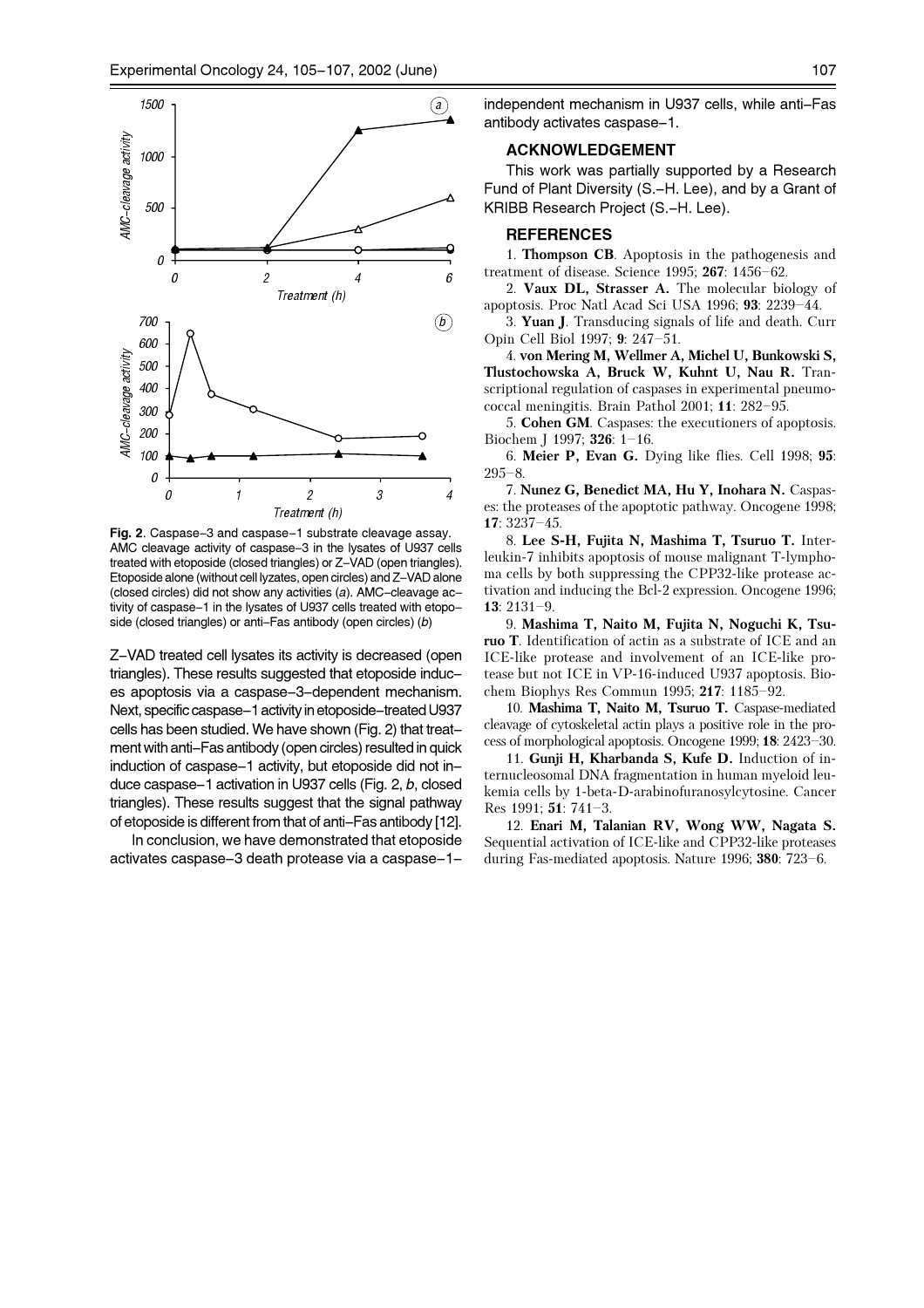1500

1000

500

0

AMC–cleavage activity

0 2 4 6

Treatment (h)

(a)

700

600

500

400

300

200

100

0

AMC–cleavage activity

0 1 2 3 4

Treatment (h)

(b)

**Fig. 2**. Caspase–3 and caspase–1 substrate cleavage assay. AMC cleavage activity of caspase–3 in the lysates of U937 cells treated with etoposide (closed triangles) or Z–VAD (open triangles). Etoposide alone (without cell lyzates, open circles) and Z–VAD alone (closed circles) did not show any activities (*a*). AMC–cleavage activity of caspase–1 in the lysates of U937 cells treated with etoposide (closed triangles) or anti–Fas antibody (open circles) (*b*)

Z–VAD treated cell lysates its activity is decreased (open triangles). These results suggested that etoposide induces apoptosis via a caspase–3–dependent mechanism. Next, specific caspase–1 activity in etoposide–treated U937 cells has been studied. We have shown (Fig. 2) that treatment with anti–Fas antibody (open circles) resulted in quick induction of caspase–1 activity, but etoposide did not induce caspase–1 activation in U937 cells (Fig. 2, *b*, closed triangles). These results suggest that the signal pathway of etoposide is different from that of anti–Fas antibody [12].

In conclusion, we have demonstrated that etoposide activates caspase–3 death protease via a caspase–1–independent mechanism in U937 cells, while anti–Fas antibody activates caspase–1.

## ACKNOWLEDGEMENT

This work was partially supported by a Research Fund of Plant Diversity (S.–H. Lee), and by a Grant of KRIBB Research Project (S.–H. Lee).

## REFERENCES

1. **Thompson CB**. Apoptosis in the pathogenesis and treatment of disease. Science 1995; **267**: 1456–62.

2. **Vaux DL, Strasser A.** The molecular biology of apoptosis. Proc Natl Acad Sci USA 1996; **93**: 2239–44.

3. **Yuan J**. Transducing signals of life and death. Curr Opin Cell Biol 1997; **9**: 247–51.

4. **von Mering M, Wellmer A, Michel U, Bunkowski S, Tlustochowska A, Bruck W, Kuhnt U, Nau R.** Transcriptional regulation of caspases in experimental pneumococcal meningitis. Brain Pathol 2001; **11**: 282–95.

5. **Cohen GM**. Caspases: the executioners of apoptosis. Biochem J 1997; **326**: 1–16.

6. **Meier P, Evan G.** Dying like flies. Cell 1998; **95**: 295–8.

7. **Nunez G, Benedict MA, Hu Y, Inohara N.** Caspases: the proteases of the apoptotic pathway. Oncogene 1998; **17**: 3237–45.

8. **Lee S-H, Fujita N, Mashima T, Tsuruo T.** Interleukin-7 inhibits apoptosis of mouse malignant T-lymphoma cells by both suppressing the CPP32-like protease activation and inducing the Bcl-2 expression. Oncogene 1996; **13**: 2131–9.

9. **Mashima T, Naito M, Fujita N, Noguchi K, Tsuruo T**. Identification of actin as a substrate of ICE and an ICE-like protease and involvement of an ICE-like protease but not ICE in VP-16-induced U937 apoptosis. Biochem Biophys Res Commun 1995; **217**: 1185–92.

10. **Mashima T, Naito M, Tsuruo T.** Caspase-mediated cleavage of cytoskeletal actin plays a positive role in the process of morphological apoptosis. Oncogene 1999; **18**: 2423–30.

11. **Gunji H, Kharbanda S, Kufe D.** Induction of internucleosomal DNA fragmentation in human myeloid leukemia cells by 1-beta-D-arabinofuranosylcytosine. Cancer Res 1991; **51**: 741–3.

12. **Enari M, Talanian RV, Wong WW, Nagata S.** Sequential activation of ICE-like and CPP32-like proteases during Fas-mediated apoptosis. Nature 1996; **380**: 723–6.